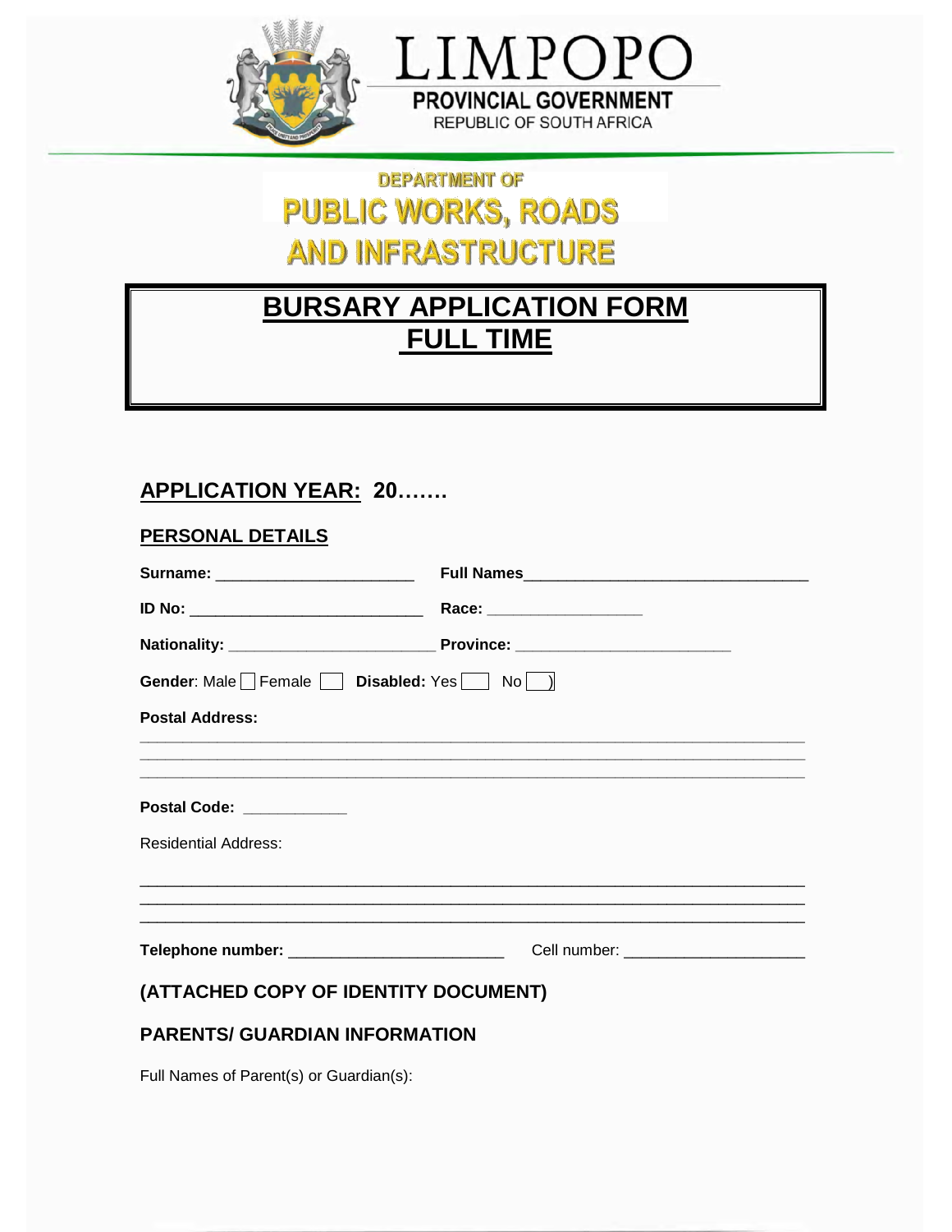LIMPOPO

PROVINCIAL GOVERNMENT

REPUBLIC OF SOUTH AFRICA

DEPARTMENT OF

# PUBLIC WORKS, ROADS AND INFRASTRUCTURE

# BURSARY APPLICATION FORM FULL TIME

## APPLICATION YEAR: 20…….

### PERSONAL DETAILS

**Surname:** ______________________ **Full Names**________________________________

**ID No:** _________________________ **Race:** ________________

**Nationality:** ______________________ **Province:** _______________________

**Gender**: Male ☐ Female ☐ **Disabled:** Yes ☐ No ☐

**Postal Address:**

___________________________________________________________________________

___________________________________________________________________________

___________________________________________________________________________

**Postal Code:** ___________

Residential Address:

___________________________________________________________________________

___________________________________________________________________________

___________________________________________________________________________

**Telephone number:** _______________________ Cell number: ____________________

### (ATTACHED COPY OF IDENTITY DOCUMENT)

### PARENTS/ GUARDIAN INFORMATION

Full Names of Parent(s) or Guardian(s):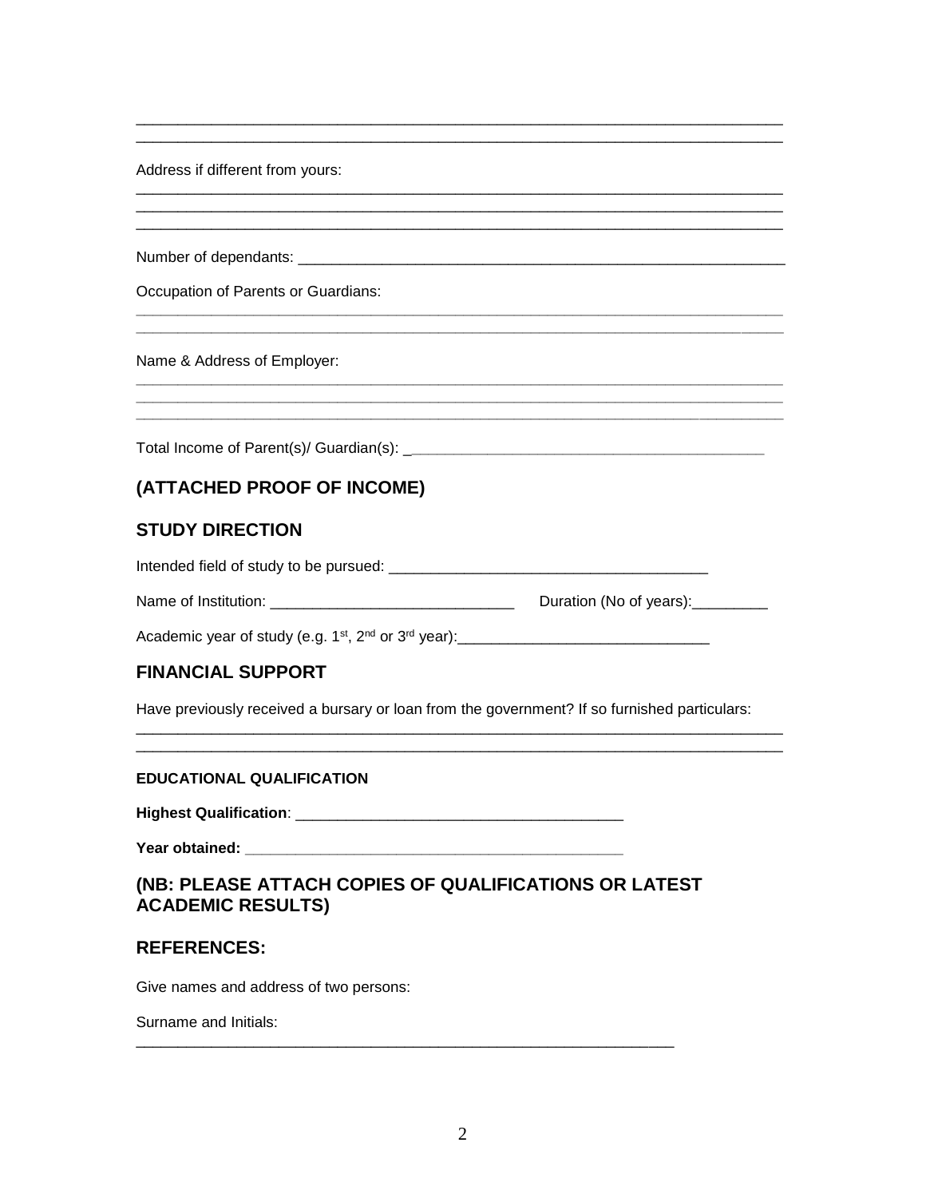_______________________________________________________________________________
_______________________________________________________________________________

Address if different from yours:

_______________________________________________________________________________
_______________________________________________________________________________
_______________________________________________________________________________

Number of dependants: _________________________________________________________

Occupation of Parents or Guardians:

_______________________________________________________________________________
_______________________________________________________________________________

Name & Address of Employer:

_______________________________________________________________________________
_______________________________________________________________________________
_______________________________________________________________________________

Total Income of Parent(s)/ Guardian(s): _____________________________________________

## (ATTACHED PROOF OF INCOME)

## STUDY DIRECTION

Intended field of study to be pursued: _____________________________________

Name of Institution: ____________________________ Duration (No of years):_________

Academic year of study (e.g. 1st, 2nd or 3rd year):_____________________________

## FINANCIAL SUPPORT

Have previously received a bursary or loan from the government? If so furnished particulars:

_______________________________________________________________________________
_______________________________________________________________________________

#### EDUCATIONAL QUALIFICATION

**Highest Qualification**: _____________________________________

**Year obtained: _____________________________________________**

## (NB: PLEASE ATTACH COPIES OF QUALIFICATIONS OR LATEST ACADEMIC RESULTS)

## REFERENCES:

Give names and address of two persons:

Surname and Initials:

_________________________________________________________________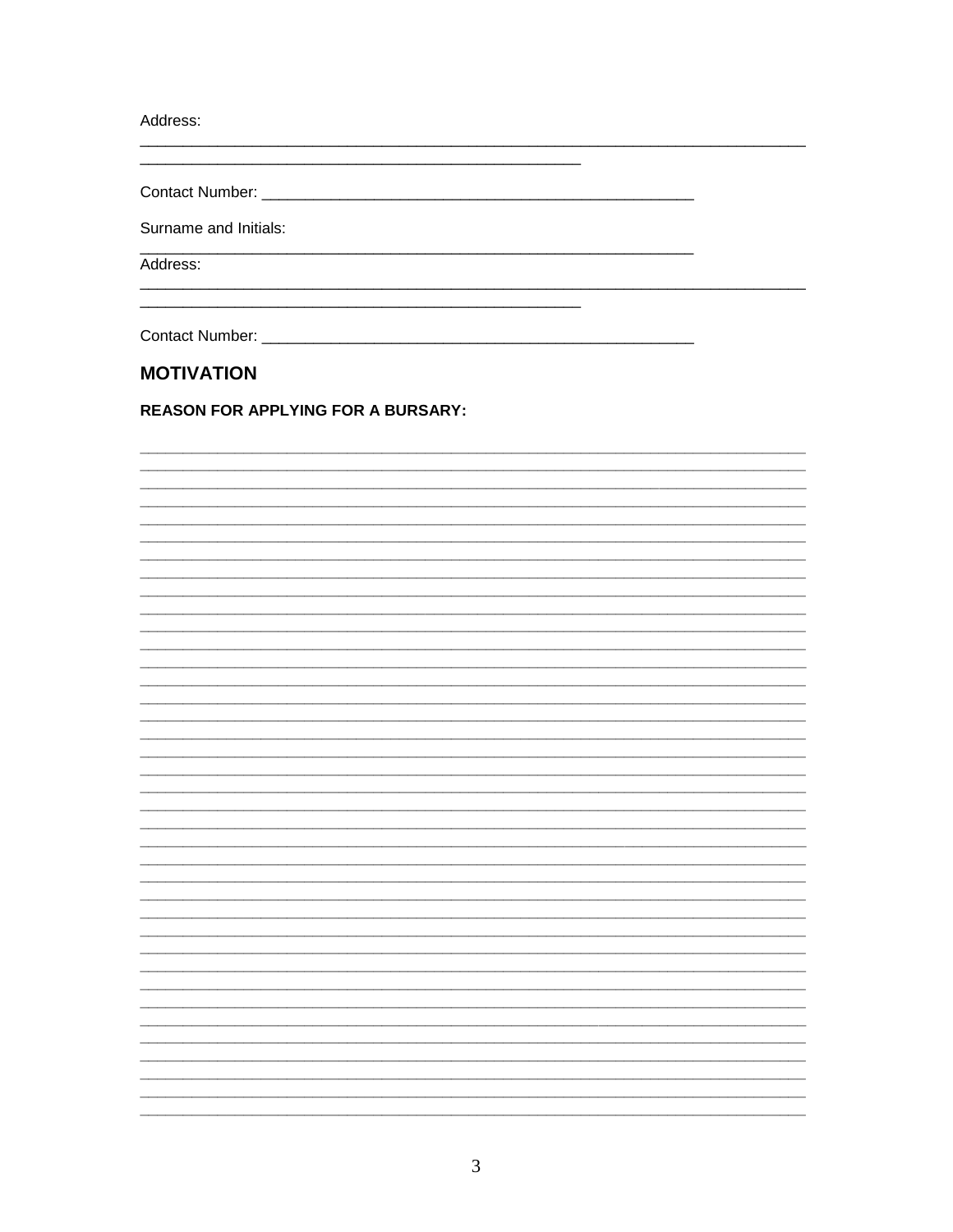Address:

_______________________________________________________________________________

____________________________________________________

Contact Number: ___________________________________________________

Surname and Initials:

_________________________________________________________________

Address:

_______________________________________________________________________________

____________________________________________________

Contact Number: ___________________________________________________

## MOTIVATION

### REASON FOR APPLYING FOR A BURSARY:

_______________________________________________________________________________

_______________________________________________________________________________

_______________________________________________________________________________

_______________________________________________________________________________

_______________________________________________________________________________

_______________________________________________________________________________

_______________________________________________________________________________

_______________________________________________________________________________

_______________________________________________________________________________

_______________________________________________________________________________

_______________________________________________________________________________

_______________________________________________________________________________

_______________________________________________________________________________

_______________________________________________________________________________

_______________________________________________________________________________

_______________________________________________________________________________

_______________________________________________________________________________

_______________________________________________________________________________

_______________________________________________________________________________

_______________________________________________________________________________

_______________________________________________________________________________

_______________________________________________________________________________

_______________________________________________________________________________

_______________________________________________________________________________

_______________________________________________________________________________

_______________________________________________________________________________

_______________________________________________________________________________

_______________________________________________________________________________

_______________________________________________________________________________

_______________________________________________________________________________

_______________________________________________________________________________

_______________________________________________________________________________

_______________________________________________________________________________

_______________________________________________________________________________

_______________________________________________________________________________

_______________________________________________________________________________

_______________________________________________________________________________

_______________________________________________________________________________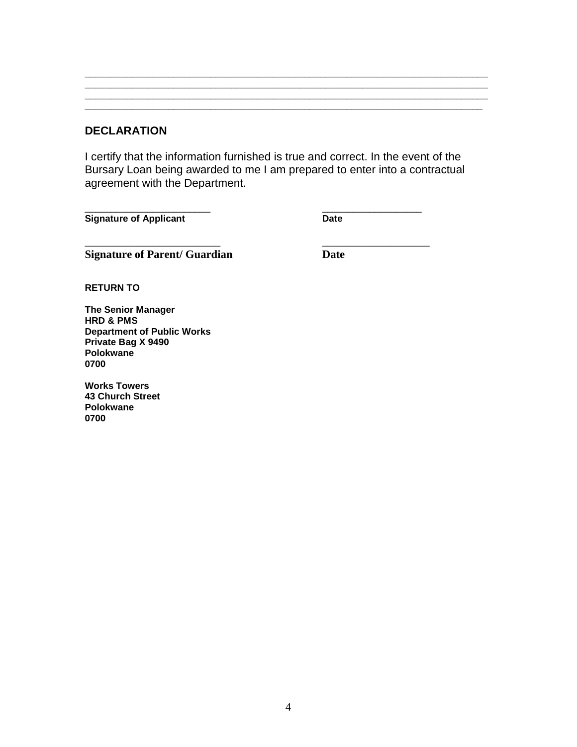\_\_\_\_\_\_\_\_\_\_\_\_\_\_\_\_\_\_\_\_\_\_\_\_\_\_\_\_\_\_\_\_\_\_\_\_\_\_\_\_\_\_\_\_\_\_\_\_\_\_\_\_\_\_\_\_\_\_\_\_\_\_\_\_\_\_\_\_\_\_\_\_\_\_\_\_
\_\_\_\_\_\_\_\_\_\_\_\_\_\_\_\_\_\_\_\_\_\_\_\_\_\_\_\_\_\_\_\_\_\_\_\_\_\_\_\_\_\_\_\_\_\_\_\_\_\_\_\_\_\_\_\_\_\_\_\_\_\_\_\_\_\_\_\_\_\_\_\_\_\_\_\_
\_\_\_\_\_\_\_\_\_\_\_\_\_\_\_\_\_\_\_\_\_\_\_\_\_\_\_\_\_\_\_\_\_\_\_\_\_\_\_\_\_\_\_\_\_\_\_\_\_\_\_\_\_\_\_\_\_\_\_\_\_\_\_\_\_\_\_\_\_\_\_\_\_\_\_\_
\_\_\_\_\_\_\_\_\_\_\_\_\_\_\_\_\_\_\_\_\_\_\_\_\_\_\_\_\_\_\_\_\_\_\_\_\_\_\_\_\_\_\_\_\_\_\_\_\_\_\_\_\_\_\_\_\_\_\_\_\_\_\_\_\_\_\_\_\_\_\_\_\_\_\_

## DECLARATION

I certify that the information furnished is true and correct. In the event of the Bursary Loan being awarded to me I am prepared to enter into a contractual agreement with the Department.

\_\_\_\_\_\_\_\_\_\_\_\_\_\_\_\_\_\_\_\_\_\_\_ \_\_\_\_\_\_\_\_\_\_\_\_\_\_\_\_\_\_
**Signature of Applicant** **Date**

\_\_\_\_\_\_\_\_\_\_\_\_\_\_\_\_\_\_\_\_\_\_\_\_\_ \_\_\_\_\_\_\_\_\_\_\_\_\_\_\_\_\_\_\_\_
**Signature of Parent/ Guardian** **Date**

**RETURN TO**

**The Senior Manager**
**HRD & PMS**
**Department of Public Works**
**Private Bag X 9490**
**Polokwane**
**0700**

**Works Towers**
**43 Church Street**
**Polokwane**
**0700**